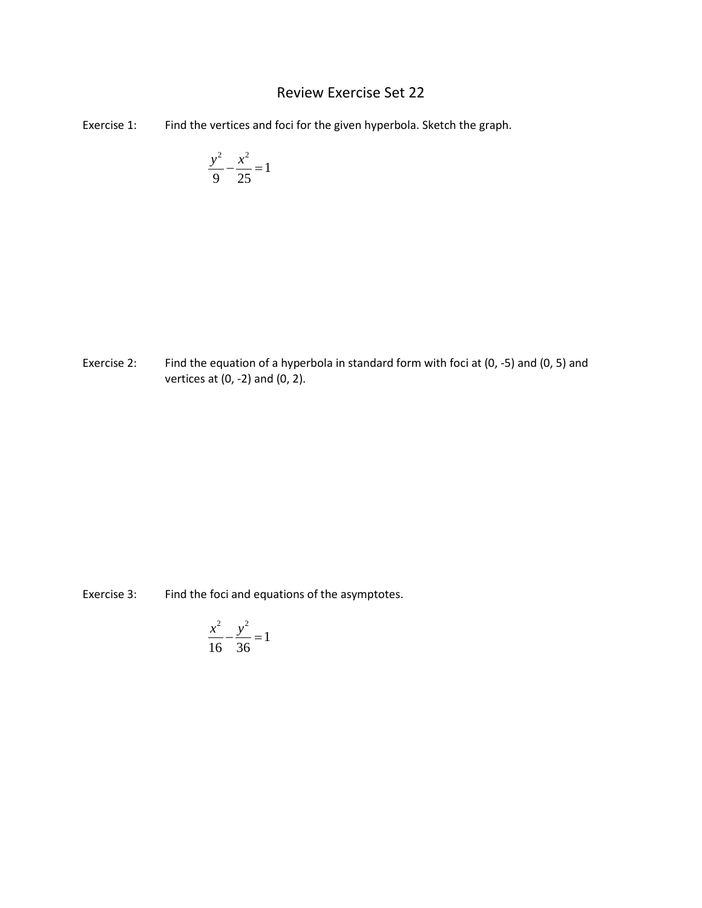# Review Exercise Set 22

Exercise 1: Find the vertices and foci for the given hyperbola. Sketch the graph.

$$\frac{y^2}{9} - \frac{x^2}{25} = 1$$

Exercise 2: Find the equation of a hyperbola in standard form with foci at (0, -5) and (0, 5) and vertices at (0, -2) and (0, 2).

Exercise 3: Find the foci and equations of the asymptotes.

$$\frac{x^2}{16} - \frac{y^2}{36} = 1$$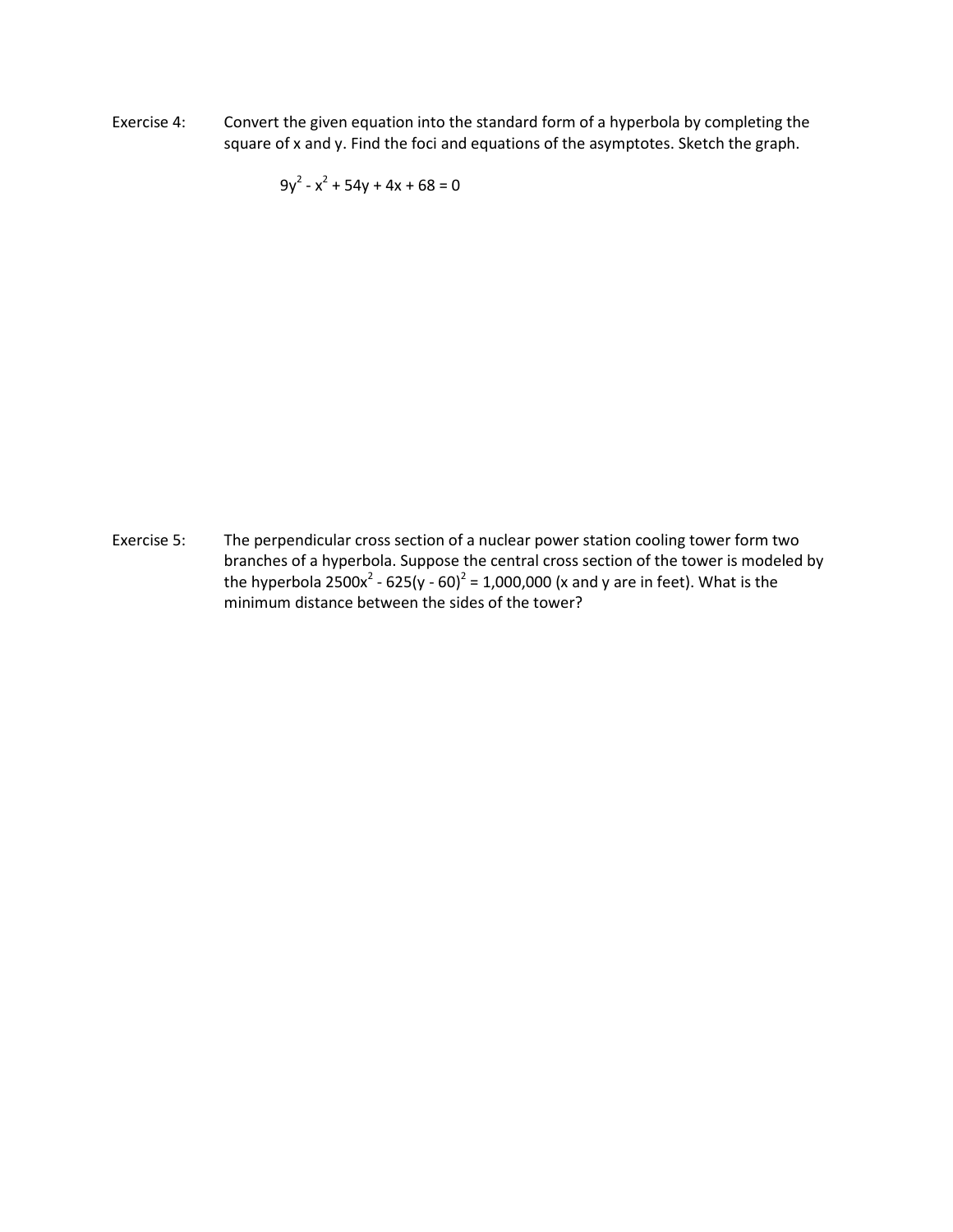Exercise 4: Convert the given equation into the standard form of a hyperbola by completing the square of x and y. Find the foci and equations of the asymptotes. Sketch the graph.

$$9y^2 - x^2 + 54y + 4x + 68 = 0$$

Exercise 5: The perpendicular cross section of a nuclear power station cooling tower form two branches of a hyperbola. Suppose the central cross section of the tower is modeled by the hyperbola $2500x^2 - 625(y - 60)^2 = 1{,}000{,}000$ (x and y are in feet). What is the minimum distance between the sides of the tower?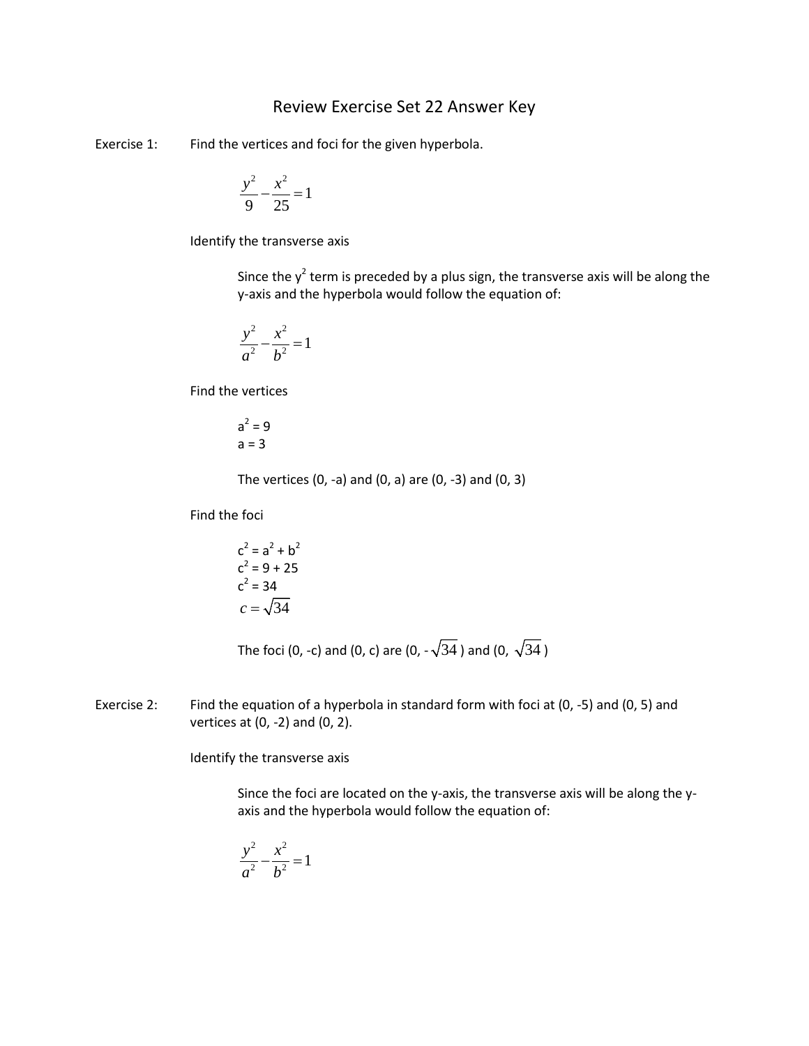# Review Exercise Set 22 Answer Key

Exercise 1: Find the vertices and foci for the given hyperbola.

$$\frac{y^2}{9} - \frac{x^2}{25} = 1$$

Identify the transverse axis

Since the $y^2$ term is preceded by a plus sign, the transverse axis will be along the y-axis and the hyperbola would follow the equation of:

$$\frac{y^2}{a^2} - \frac{x^2}{b^2} = 1$$

Find the vertices

$a^2 = 9$
$a = 3$

The vertices (0, -a) and (0, a) are (0, -3) and (0, 3)

Find the foci

$c^2 = a^2 + b^2$
$c^2 = 9 + 25$
$c^2 = 34$
$c = \sqrt{34}$

The foci (0, -c) and (0, c) are (0, $-\sqrt{34}$) and (0, $\sqrt{34}$)

Exercise 2: Find the equation of a hyperbola in standard form with foci at (0, -5) and (0, 5) and vertices at (0, -2) and (0, 2).

Identify the transverse axis

Since the foci are located on the y-axis, the transverse axis will be along the y-axis and the hyperbola would follow the equation of:

$$\frac{y^2}{a^2} - \frac{x^2}{b^2} = 1$$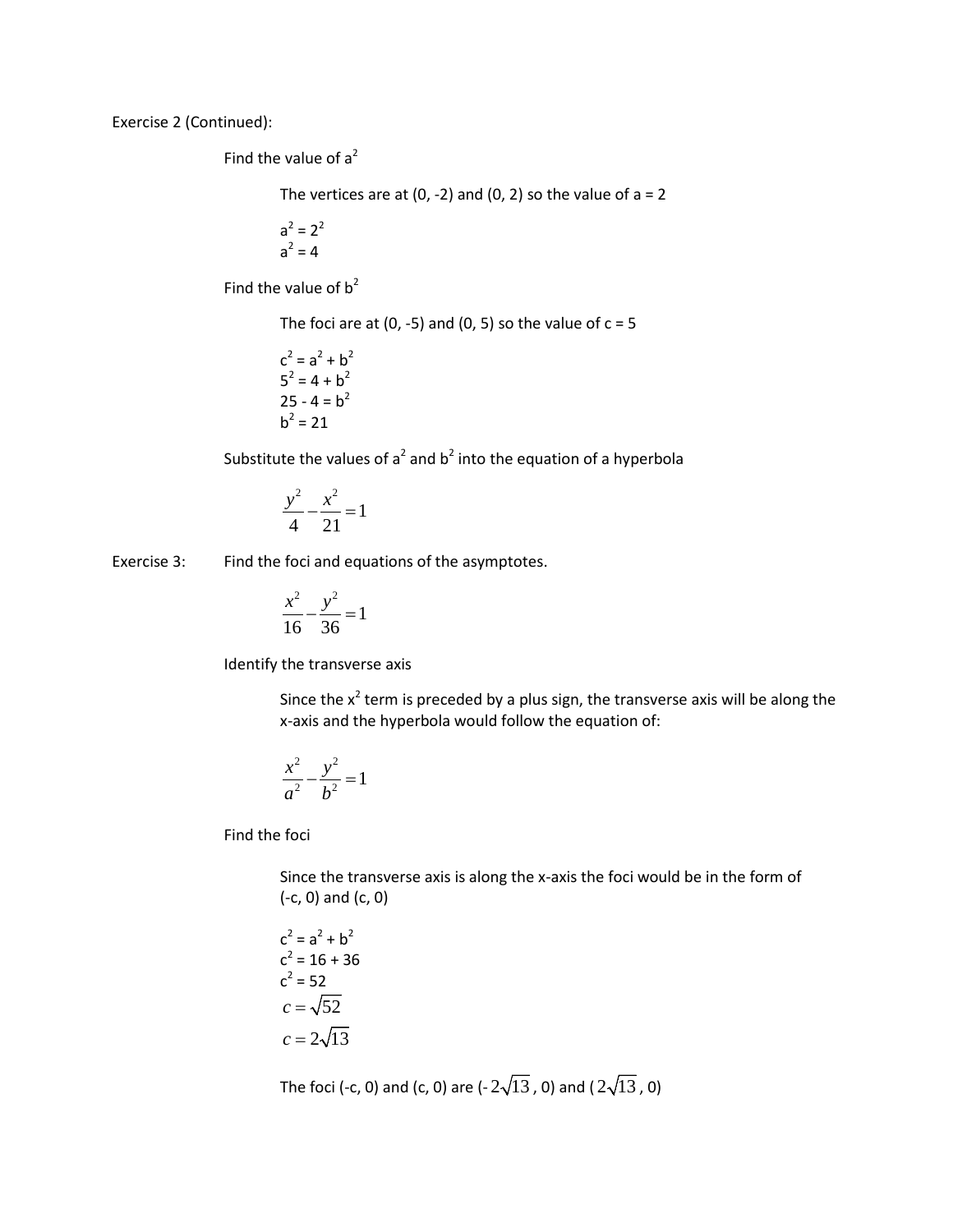Exercise 2 (Continued):

Find the value of $a^2$

The vertices are at (0, -2) and (0, 2) so the value of a = 2

$a^2 = 2^2$
$a^2 = 4$

Find the value of $b^2$

The foci are at (0, -5) and (0, 5) so the value of c = 5

$c^2 = a^2 + b^2$
$5^2 = 4 + b^2$
$25 - 4 = b^2$
$b^2 = 21$

Substitute the values of $a^2$ and $b^2$ into the equation of a hyperbola

$$\frac{y^2}{4} - \frac{x^2}{21} = 1$$

Exercise 3: Find the foci and equations of the asymptotes.

$$\frac{x^2}{16} - \frac{y^2}{36} = 1$$

Identify the transverse axis

Since the $x^2$ term is preceded by a plus sign, the transverse axis will be along the x-axis and the hyperbola would follow the equation of:

$$\frac{x^2}{a^2} - \frac{y^2}{b^2} = 1$$

Find the foci

Since the transverse axis is along the x-axis the foci would be in the form of (-c, 0) and (c, 0)

$c^2 = a^2 + b^2$
$c^2 = 16 + 36$
$c^2 = 52$
$c = \sqrt{52}$
$c = 2\sqrt{13}$

The foci (-c, 0) and (c, 0) are ($-2\sqrt{13}$, 0) and ($2\sqrt{13}$, 0)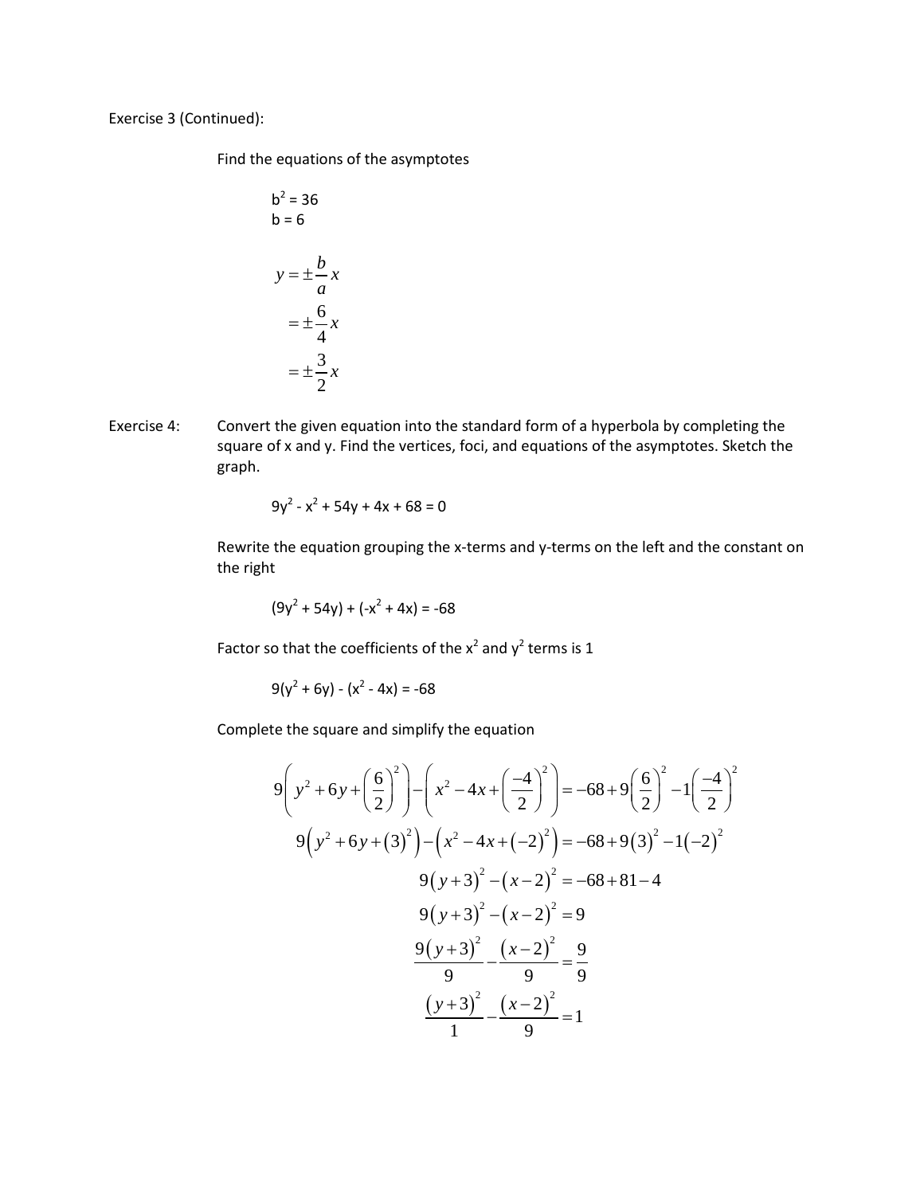Exercise 3 (Continued):

Find the equations of the asymptotes

$b^2 = 36$
$b = 6$

$$
\begin{aligned}
y &= \pm\frac{b}{a}x \\
&= \pm\frac{6}{4}x \\
&= \pm\frac{3}{2}x
\end{aligned}
$$

Exercise 4: Convert the given equation into the standard form of a hyperbola by completing the square of x and y. Find the vertices, foci, and equations of the asymptotes. Sketch the graph.

$$9y^2 - x^2 + 54y + 4x + 68 = 0$$

Rewrite the equation grouping the x-terms and y-terms on the left and the constant on the right

$$(9y^2 + 54y) + (-x^2 + 4x) = -68$$

Factor so that the coefficients of the $x^2$ and $y^2$ terms is 1

$$9(y^2 + 6y) - (x^2 - 4x) = -68$$

Complete the square and simplify the equation

$$
\begin{aligned}
9\left(y^2 + 6y + \left(\frac{6}{2}\right)^2\right) - \left(x^2 - 4x + \left(\frac{-4}{2}\right)^2\right) &= -68 + 9\left(\frac{6}{2}\right)^2 - 1\left(\frac{-4}{2}\right)^2 \\
9\left(y^2 + 6y + (3)^2\right) - \left(x^2 - 4x + (-2)^2\right) &= -68 + 9(3)^2 - 1(-2)^2 \\
9(y+3)^2 - (x-2)^2 &= -68 + 81 - 4 \\
9(y+3)^2 - (x-2)^2 &= 9 \\
\frac{9(y+3)^2}{9} - \frac{(x-2)^2}{9} &= \frac{9}{9} \\
\frac{(y+3)^2}{1} - \frac{(x-2)^2}{9} &= 1
\end{aligned}
$$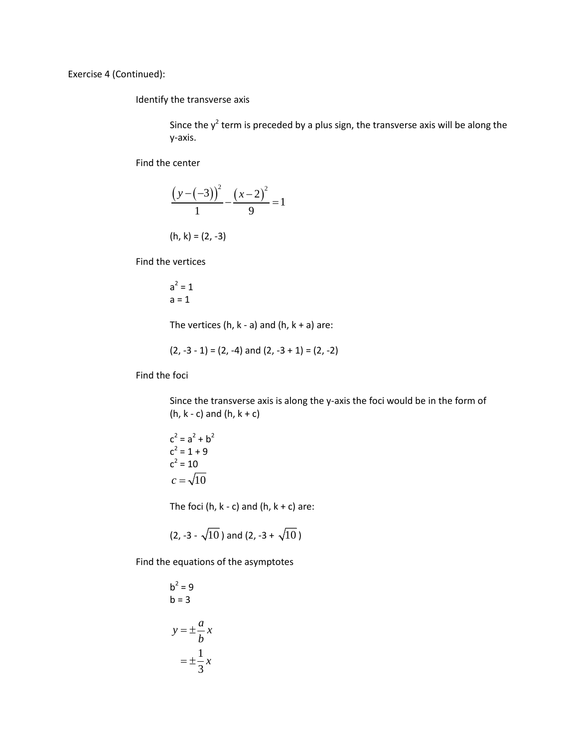Exercise 4 (Continued):

Identify the transverse axis

Since the $y^2$ term is preceded by a plus sign, the transverse axis will be along the y-axis.

Find the center

$$\frac{\left(y-(-3)\right)^2}{1}-\frac{(x-2)^2}{9}=1$$

(h, k) = (2, -3)

Find the vertices

$a^2 = 1$
$a = 1$

The vertices (h, k - a) and (h, k + a) are:

(2, -3 - 1) = (2, -4) and (2, -3 + 1) = (2, -2)

Find the foci

Since the transverse axis is along the y-axis the foci would be in the form of (h, k - c) and (h, k + c)

$c^2 = a^2 + b^2$
$c^2 = 1 + 9$
$c^2 = 10$
$c = \sqrt{10}$

The foci (h, k - c) and (h, k + c) are:

(2, -3 - $\sqrt{10}$) and (2, -3 + $\sqrt{10}$)

Find the equations of the asymptotes

$b^2 = 9$
$b = 3$

$$y = \pm\frac{a}{b}x$$
$$= \pm\frac{1}{3}x$$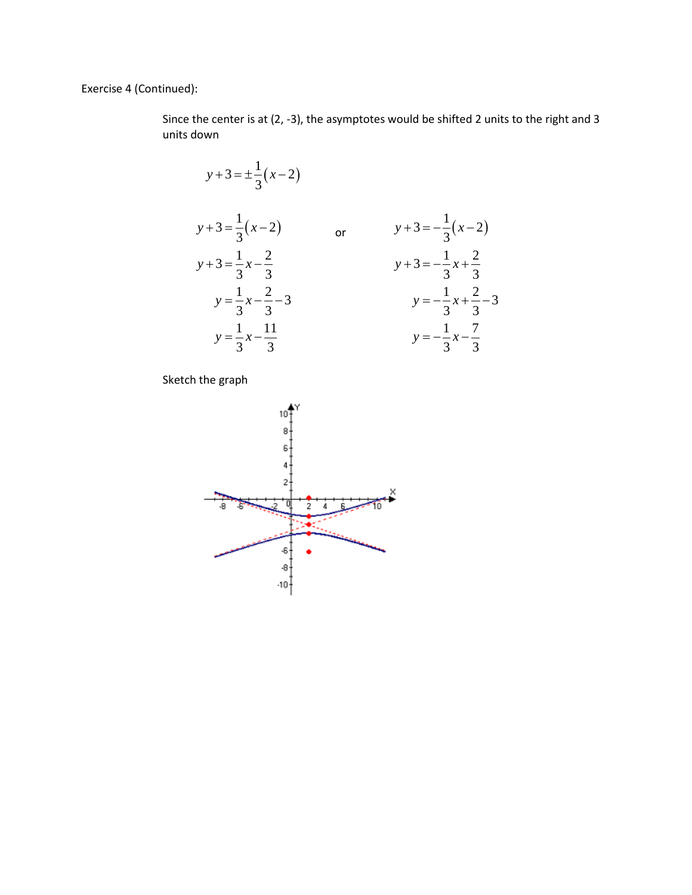Exercise 4 (Continued):

Since the center is at (2, -3), the asymptotes would be shifted 2 units to the right and 3 units down

$$y+3=\pm\frac{1}{3}(x-2)$$

$$y+3=\frac{1}{3}(x-2) \qquad \text{or} \qquad y+3=-\frac{1}{3}(x-2)$$

$$y+3=\frac{1}{3}x-\frac{2}{3} \qquad\qquad y+3=-\frac{1}{3}x+\frac{2}{3}$$

$$y=\frac{1}{3}x-\frac{2}{3}-3 \qquad\qquad y=-\frac{1}{3}x+\frac{2}{3}-3$$

$$y=\frac{1}{3}x-\frac{11}{3} \qquad\qquad y=-\frac{1}{3}x-\frac{7}{3}$$

Sketch the graph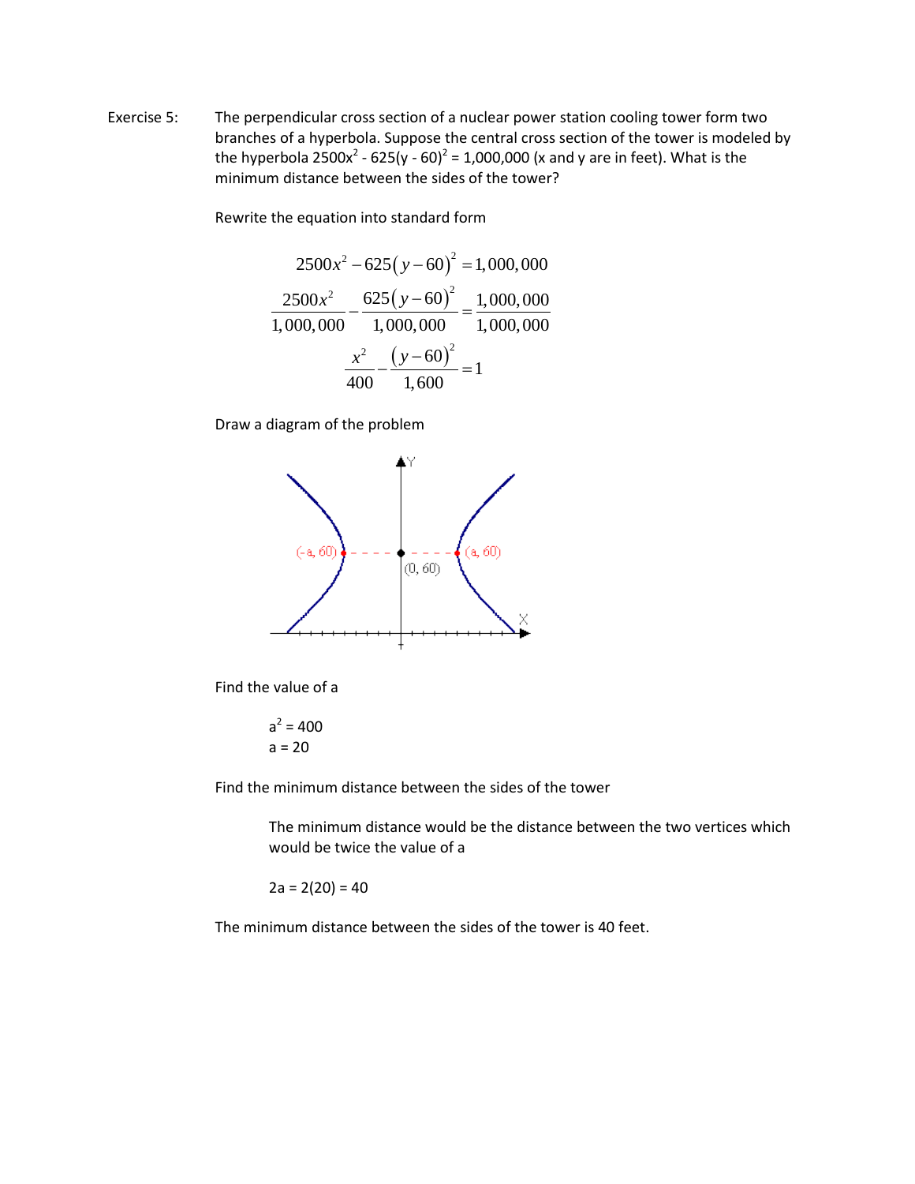Exercise 5: The perpendicular cross section of a nuclear power station cooling tower form two branches of a hyperbola. Suppose the central cross section of the tower is modeled by the hyperbola $2500x^2 - 625(y - 60)^2 = 1{,}000{,}000$ (x and y are in feet). What is the minimum distance between the sides of the tower?

Rewrite the equation into standard form

$$2500x^2 - 625(y-60)^2 = 1{,}000{,}000$$

$$\frac{2500x^2}{1{,}000{,}000} - \frac{625(y-60)^2}{1{,}000{,}000} = \frac{1{,}000{,}000}{1{,}000{,}000}$$

$$\frac{x^2}{400} - \frac{(y-60)^2}{1{,}600} = 1$$

Draw a diagram of the problem

Y

(-a, 60)

(0, 60)

(a, 60)

X

Find the value of a

$a^2 = 400$

$a = 20$

Find the minimum distance between the sides of the tower

The minimum distance would be the distance between the two vertices which would be twice the value of a

$2a = 2(20) = 40$

The minimum distance between the sides of the tower is 40 feet.